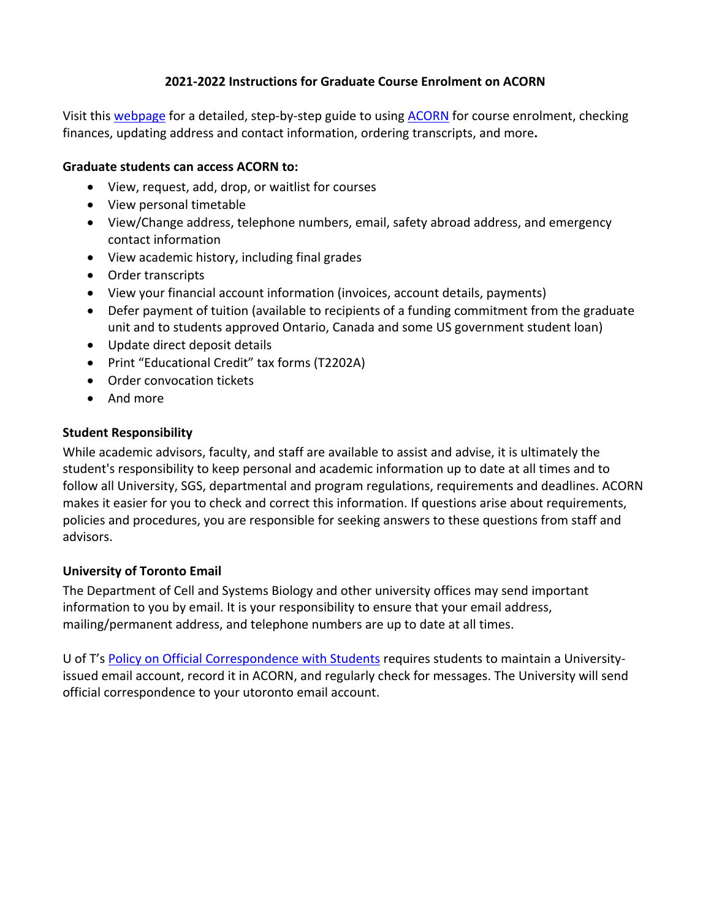# 2021-2022 Instructions for Graduate Course Enrolment on ACORN

Visit this webpage for a detailed, step-by-step guide to using ACORN for course enrolment, checking finances, updating address and contact information, ordering transcripts, and more**.**

**Graduate students can access ACORN to:**

- View, request, add, drop, or waitlist for courses
- View personal timetable
- View/Change address, telephone numbers, email, safety abroad address, and emergency contact information
- View academic history, including final grades
- Order transcripts
- View your financial account information (invoices, account details, payments)
- Defer payment of tuition (available to recipients of a funding commitment from the graduate unit and to students approved Ontario, Canada and some US government student loan)
- Update direct deposit details
- Print "Educational Credit" tax forms (T2202A)
- Order convocation tickets
- And more

**Student Responsibility**

While academic advisors, faculty, and staff are available to assist and advise, it is ultimately the student's responsibility to keep personal and academic information up to date at all times and to follow all University, SGS, departmental and program regulations, requirements and deadlines. ACORN makes it easier for you to check and correct this information. If questions arise about requirements, policies and procedures, you are responsible for seeking answers to these questions from staff and advisors.

**University of Toronto Email**

The Department of Cell and Systems Biology and other university offices may send important information to you by email. It is your responsibility to ensure that your email address, mailing/permanent address, and telephone numbers are up to date at all times.

U of T's Policy on Official Correspondence with Students requires students to maintain a University-issued email account, record it in ACORN, and regularly check for messages. The University will send official correspondence to your utoronto email account.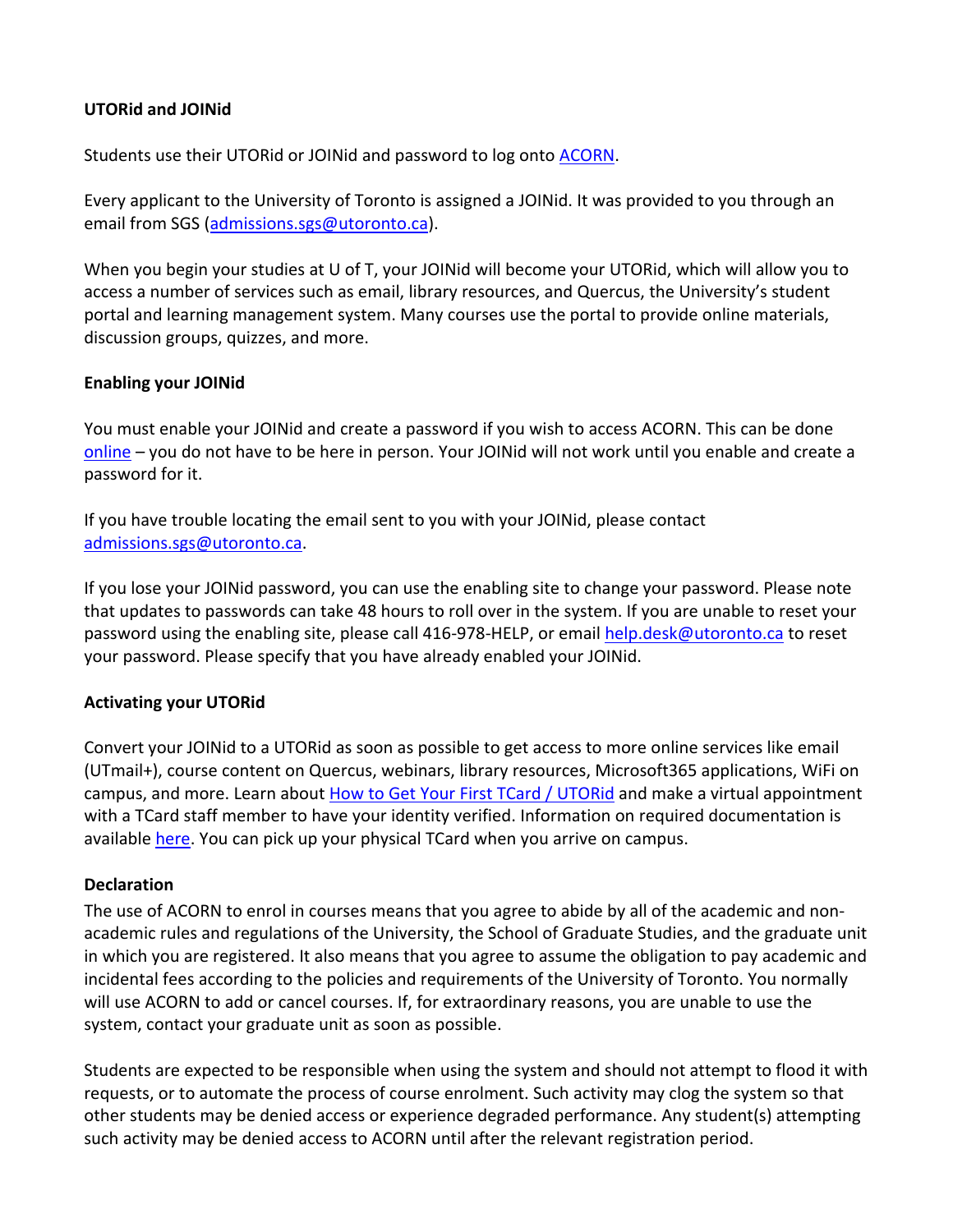**UTORid and JOINid**

Students use their UTORid or JOINid and password to log onto [ACORN](ACORN).

Every applicant to the University of Toronto is assigned a JOINid. It was provided to you through an email from SGS (admissions.sgs@utoronto.ca).

When you begin your studies at U of T, your JOINid will become your UTORid, which will allow you to access a number of services such as email, library resources, and Quercus, the University's student portal and learning management system. Many courses use the portal to provide online materials, discussion groups, quizzes, and more.

**Enabling your JOINid**

You must enable your JOINid and create a password if you wish to access ACORN. This can be done online – you do not have to be here in person. Your JOINid will not work until you enable and create a password for it.

If you have trouble locating the email sent to you with your JOINid, please contact admissions.sgs@utoronto.ca.

If you lose your JOINid password, you can use the enabling site to change your password. Please note that updates to passwords can take 48 hours to roll over in the system. If you are unable to reset your password using the enabling site, please call 416-978-HELP, or email help.desk@utoronto.ca to reset your password. Please specify that you have already enabled your JOINid.

**Activating your UTORid**

Convert your JOINid to a UTORid as soon as possible to get access to more online services like email (UTmail+), course content on Quercus, webinars, library resources, Microsoft365 applications, WiFi on campus, and more. Learn about How to Get Your First TCard / UTORid and make a virtual appointment with a TCard staff member to have your identity verified. Information on required documentation is available here. You can pick up your physical TCard when you arrive on campus.

**Declaration**

The use of ACORN to enrol in courses means that you agree to abide by all of the academic and non-academic rules and regulations of the University, the School of Graduate Studies, and the graduate unit in which you are registered. It also means that you agree to assume the obligation to pay academic and incidental fees according to the policies and requirements of the University of Toronto. You normally will use ACORN to add or cancel courses. If, for extraordinary reasons, you are unable to use the system, contact your graduate unit as soon as possible.

Students are expected to be responsible when using the system and should not attempt to flood it with requests, or to automate the process of course enrolment. Such activity may clog the system so that other students may be denied access or experience degraded performance. Any student(s) attempting such activity may be denied access to ACORN until after the relevant registration period.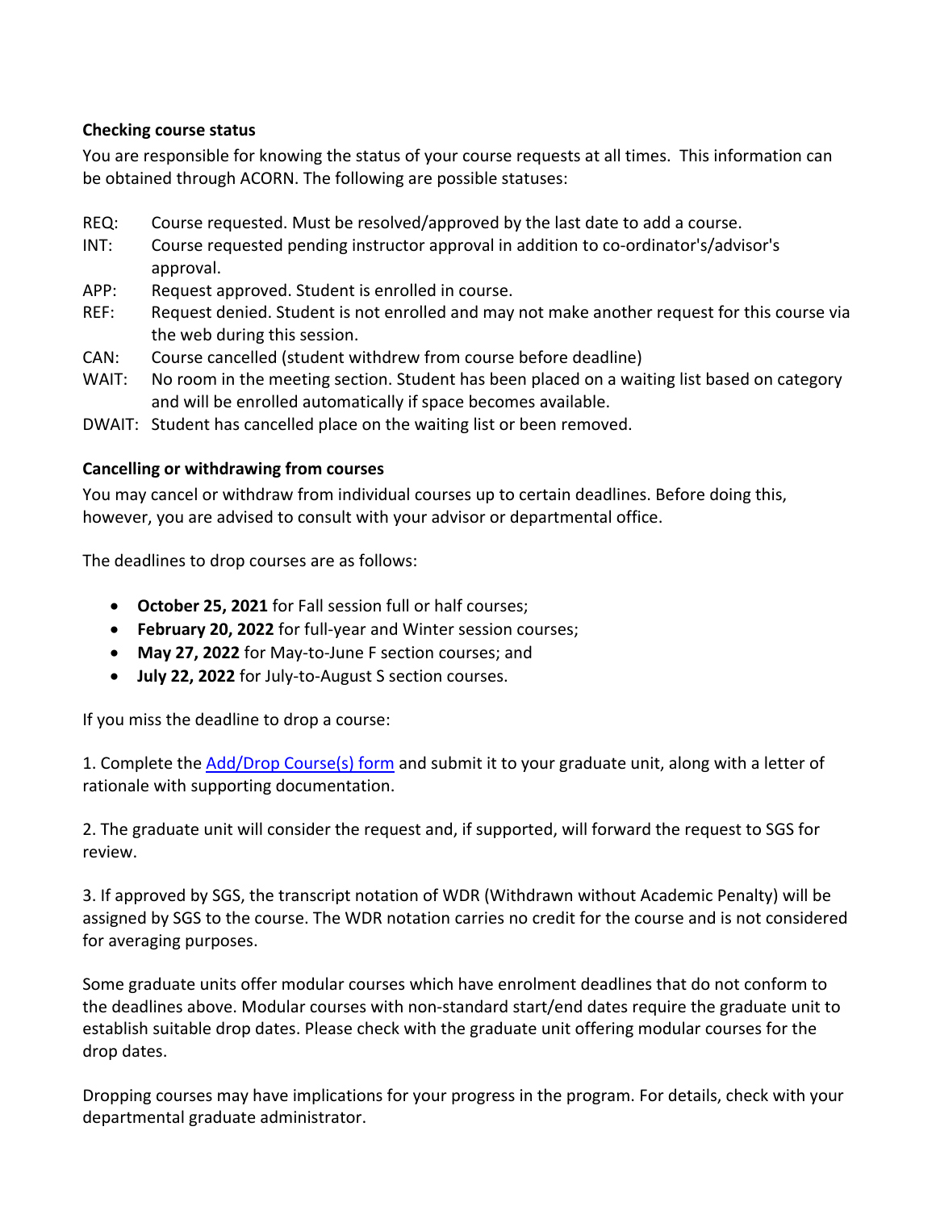**Checking course status**

You are responsible for knowing the status of your course requests at all times. This information can be obtained through ACORN. The following are possible statuses:

- REQ: Course requested. Must be resolved/approved by the last date to add a course.
- INT: Course requested pending instructor approval in addition to co-ordinator's/advisor's approval.
- APP: Request approved. Student is enrolled in course.
- REF: Request denied. Student is not enrolled and may not make another request for this course via the web during this session.
- CAN: Course cancelled (student withdrew from course before deadline)
- WAIT: No room in the meeting section. Student has been placed on a waiting list based on category and will be enrolled automatically if space becomes available.
- DWAIT: Student has cancelled place on the waiting list or been removed.

**Cancelling or withdrawing from courses**

You may cancel or withdraw from individual courses up to certain deadlines. Before doing this, however, you are advised to consult with your advisor or departmental office.

The deadlines to drop courses are as follows:

- **October 25, 2021** for Fall session full or half courses;
- **February 20, 2022** for full-year and Winter session courses;
- **May 27, 2022** for May-to-June F section courses; and
- **July 22, 2022** for July-to-August S section courses.

If you miss the deadline to drop a course:

1. Complete the Add/Drop Course(s) form and submit it to your graduate unit, along with a letter of rationale with supporting documentation.

2. The graduate unit will consider the request and, if supported, will forward the request to SGS for review.

3. If approved by SGS, the transcript notation of WDR (Withdrawn without Academic Penalty) will be assigned by SGS to the course. The WDR notation carries no credit for the course and is not considered for averaging purposes.

Some graduate units offer modular courses which have enrolment deadlines that do not conform to the deadlines above. Modular courses with non-standard start/end dates require the graduate unit to establish suitable drop dates. Please check with the graduate unit offering modular courses for the drop dates.

Dropping courses may have implications for your progress in the program. For details, check with your departmental graduate administrator.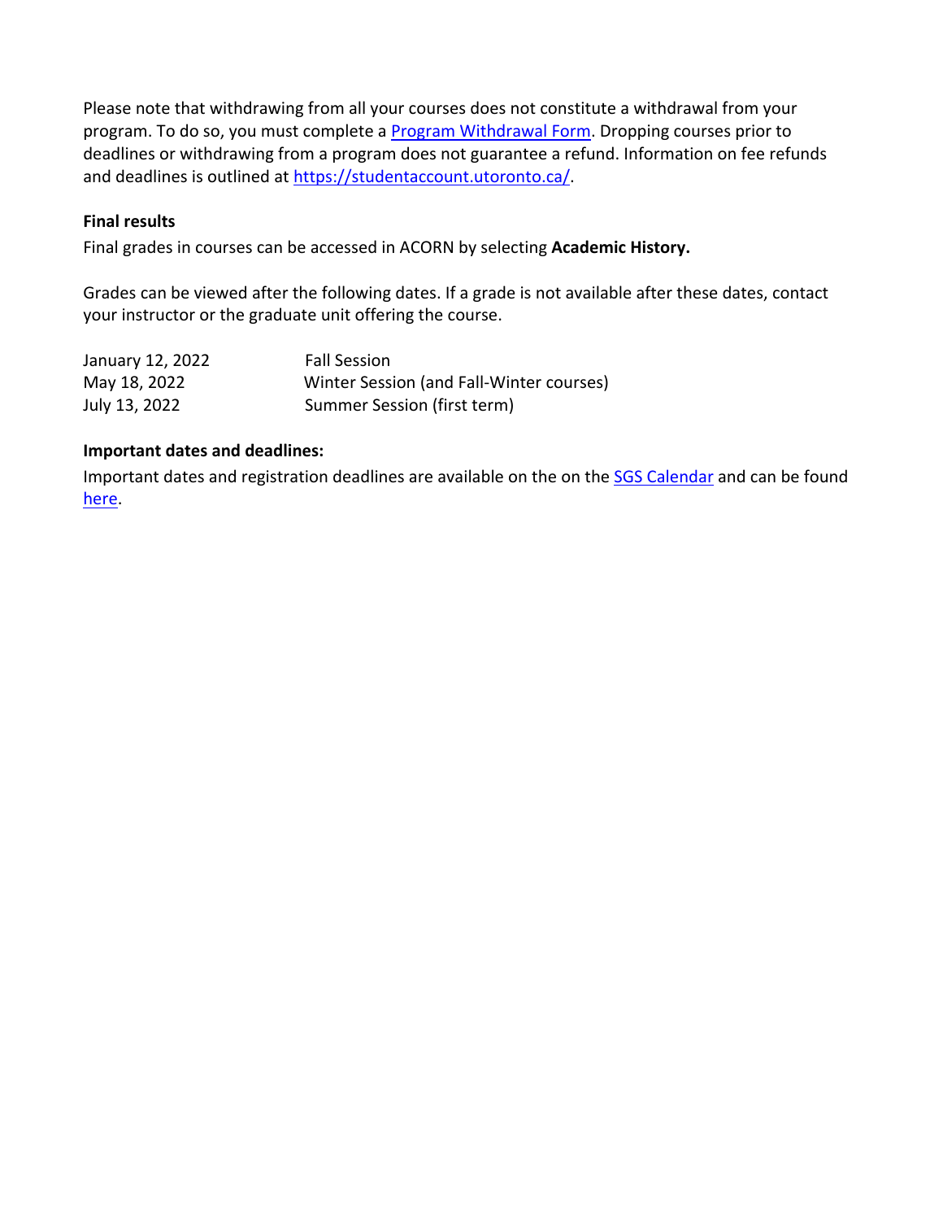Please note that withdrawing from all your courses does not constitute a withdrawal from your program. To do so, you must complete a Program Withdrawal Form. Dropping courses prior to deadlines or withdrawing from a program does not guarantee a refund. Information on fee refunds and deadlines is outlined at https://studentaccount.utoronto.ca/.

**Final results**

Final grades in courses can be accessed in ACORN by selecting **Academic History.**

Grades can be viewed after the following dates. If a grade is not available after these dates, contact your instructor or the graduate unit offering the course.

| | |
|---|---|
| January 12, 2022 | Fall Session |
| May 18, 2022 | Winter Session (and Fall-Winter courses) |
| July 13, 2022 | Summer Session (first term) |

**Important dates and deadlines:**

Important dates and registration deadlines are available on the on the SGS Calendar and can be found here.